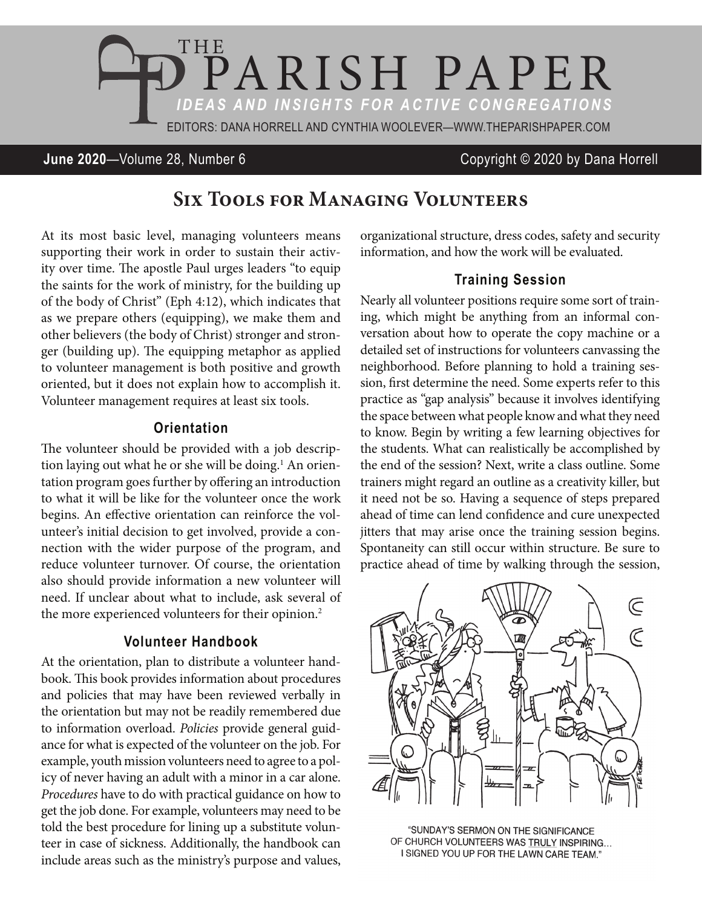# THE PARISH PAPER

*IDEAS AND INSIGHTS FOR ACTIVE CONGREGATIONS*

EDITORS: DANA HORRELL AND CYNTHIA WOOLEVER—WWW.THEPARISHPAPER.COM

**June 2020**—Volume 28, Number 6 Copyright © 2020 by Dana Horrell

## Six Tools for Managing Volunteers

At its most basic level, managing volunteers means supporting their work in order to sustain their activity over time. The apostle Paul urges leaders "to equip the saints for the work of ministry, for the building up of the body of Christ" (Eph 4:12), which indicates that as we prepare others (equipping), we make them and other believers (the body of Christ) stronger and stronger (building up). The equipping metaphor as applied to volunteer management is both positive and growth oriented, but it does not explain how to accomplish it. Volunteer management requires at least six tools.

### Orientation

The volunteer should be provided with a job description laying out what he or she will be doing.[1] An orientation program goes further by offering an introduction to what it will be like for the volunteer once the work begins. An effective orientation can reinforce the volunteer's initial decision to get involved, provide a connection with the wider purpose of the program, and reduce volunteer turnover. Of course, the orientation also should provide information a new volunteer will need. If unclear about what to include, ask several of the more experienced volunteers for their opinion.[2]

### Volunteer Handbook

At the orientation, plan to distribute a volunteer handbook. This book provides information about procedures and policies that may have been reviewed verbally in the orientation but may not be readily remembered due to information overload. *Policies* provide general guidance for what is expected of the volunteer on the job. For example, youth mission volunteers need to agree to a policy of never having an adult with a minor in a car alone. *Procedures* have to do with practical guidance on how to get the job done. For example, volunteers may need to be told the best procedure for lining up a substitute volunteer in case of sickness. Additionally, the handbook can include areas such as the ministry's purpose and values, organizational structure, dress codes, safety and security information, and how the work will be evaluated.

### Training Session

Nearly all volunteer positions require some sort of training, which might be anything from an informal conversation about how to operate the copy machine or a detailed set of instructions for volunteers canvassing the neighborhood. Before planning to hold a training session, first determine the need. Some experts refer to this practice as "gap analysis" because it involves identifying the space between what people know and what they need to know. Begin by writing a few learning objectives for the students. What can realistically be accomplished by the end of the session? Next, write a class outline. Some trainers might regard an outline as a creativity killer, but it need not be so. Having a sequence of steps prepared ahead of time can lend confidence and cure unexpected jitters that may arise once the training session begins. Spontaneity can still occur within structure. Be sure to practice ahead of time by walking through the session,

"SUNDAY'S SERMON ON THE SIGNIFICANCE OF CHURCH VOLUNTEERS WAS TRULY INSPIRING... I SIGNED YOU UP FOR THE LAWN CARE TEAM."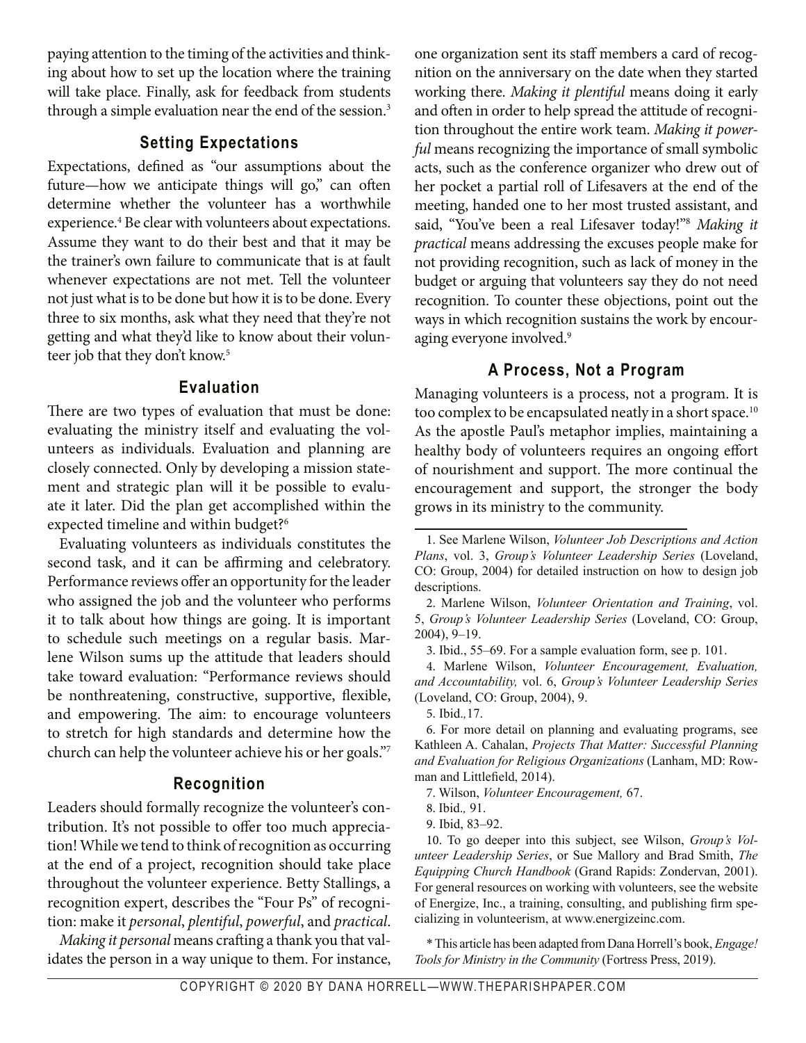paying attention to the timing of the activities and thinking about how to set up the location where the training will take place. Finally, ask for feedback from students through a simple evaluation near the end of the session.[3]

### Setting Expectations

Expectations, defined as "our assumptions about the future—how we anticipate things will go," can often determine whether the volunteer has a worthwhile experience.[4] Be clear with volunteers about expectations. Assume they want to do their best and that it may be the trainer's own failure to communicate that is at fault whenever expectations are not met. Tell the volunteer not just what is to be done but how it is to be done. Every three to six months, ask what they need that they're not getting and what they'd like to know about their volunteer job that they don't know.[5]

### Evaluation

There are two types of evaluation that must be done: evaluating the ministry itself and evaluating the volunteers as individuals. Evaluation and planning are closely connected. Only by developing a mission statement and strategic plan will it be possible to evaluate it later. Did the plan get accomplished within the expected timeline and within budget?[6]

Evaluating volunteers as individuals constitutes the second task, and it can be affirming and celebratory. Performance reviews offer an opportunity for the leader who assigned the job and the volunteer who performs it to talk about how things are going. It is important to schedule such meetings on a regular basis. Marlene Wilson sums up the attitude that leaders should take toward evaluation: "Performance reviews should be nonthreatening, constructive, supportive, flexible, and empowering. The aim: to encourage volunteers to stretch for high standards and determine how the church can help the volunteer achieve his or her goals."[7]

### Recognition

Leaders should formally recognize the volunteer's contribution. It's not possible to offer too much appreciation! While we tend to think of recognition as occurring at the end of a project, recognition should take place throughout the volunteer experience. Betty Stallings, a recognition expert, describes the "Four Ps" of recognition: make it *personal*, *plentiful*, *powerful*, and *practical*.

*Making it personal* means crafting a thank you that validates the person in a way unique to them. For instance, one organization sent its staff members a card of recognition on the anniversary on the date when they started working there. *Making it plentiful* means doing it early and often in order to help spread the attitude of recognition throughout the entire work team. *Making it powerful* means recognizing the importance of small symbolic acts, such as the conference organizer who drew out of her pocket a partial roll of Lifesavers at the end of the meeting, handed one to her most trusted assistant, and said, "You've been a real Lifesaver today!"[8] *Making it practical* means addressing the excuses people make for not providing recognition, such as lack of money in the budget or arguing that volunteers say they do not need recognition. To counter these objections, point out the ways in which recognition sustains the work by encouraging everyone involved.[9]

### A Process, Not a Program

Managing volunteers is a process, not a program. It is too complex to be encapsulated neatly in a short space.[10] As the apostle Paul's metaphor implies, maintaining a healthy body of volunteers requires an ongoing effort of nourishment and support. The more continual the encouragement and support, the stronger the body grows in its ministry to the community.

---

1. See Marlene Wilson, *Volunteer Job Descriptions and Action Plans*, vol. 3, *Group's Volunteer Leadership Series* (Loveland, CO: Group, 2004) for detailed instruction on how to design job descriptions.

2. Marlene Wilson, *Volunteer Orientation and Training*, vol. 5, *Group's Volunteer Leadership Series* (Loveland, CO: Group, 2004), 9–19.

3. Ibid., 55–69. For a sample evaluation form, see p. 101.

4. Marlene Wilson, *Volunteer Encouragement, Evaluation, and Accountability,* vol. 6, *Group's Volunteer Leadership Series* (Loveland, CO: Group, 2004), 9.

5. Ibid.,17.

6. For more detail on planning and evaluating programs, see Kathleen A. Cahalan, *Projects That Matter: Successful Planning and Evaluation for Religious Organizations* (Lanham, MD: Rowman and Littlefield, 2014).

7. Wilson, *Volunteer Encouragement,* 67.

8. Ibid., 91.

9. Ibid, 83–92.

10. To go deeper into this subject, see Wilson, *Group's Volunteer Leadership Series*, or Sue Mallory and Brad Smith, *The Equipping Church Handbook* (Grand Rapids: Zondervan, 2001). For general resources on working with volunteers, see the website of Energize, Inc., a training, consulting, and publishing firm specializing in volunteerism, at www.energizeinc.com.

* This article has been adapted from Dana Horrell's book, *Engage! Tools for Ministry in the Community* (Fortress Press, 2019).

COPYRIGHT © 2020 BY DANA HORRELL—WWW.THEPARISHPAPER.COM